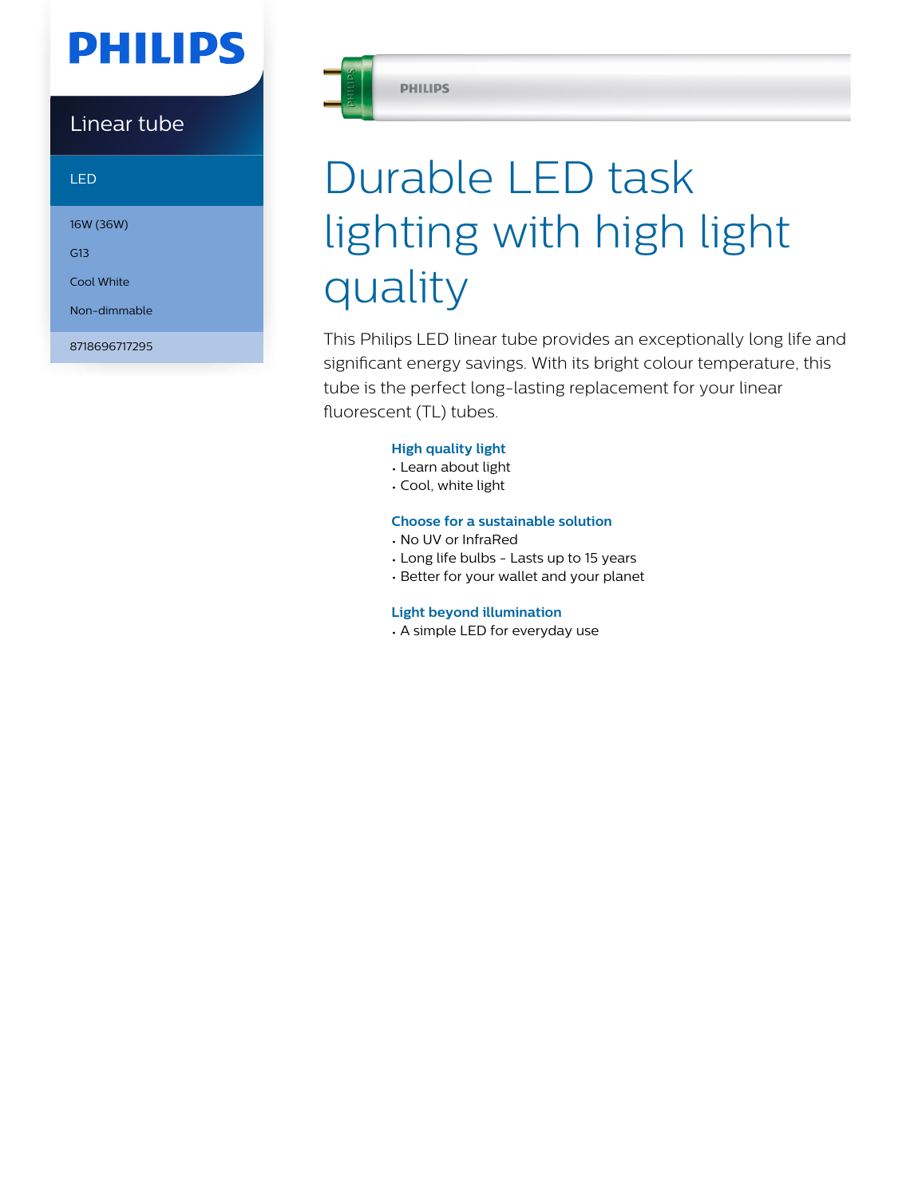PHILIPS

Linear tube

LED

16W (36W)

G13

Cool White

Non-dimmable

8718696717295

# Durable LED task lighting with high light quality

This Philips LED linear tube provides an exceptionally long life and significant energy savings. With its bright colour temperature, this tube is the perfect long-lasting replacement for your linear fluorescent (TL) tubes.

### High quality light

- Learn about light
- Cool, white light

### Choose for a sustainable solution

- No UV or InfraRed
- Long life bulbs - Lasts up to 15 years
- Better for your wallet and your planet

### Light beyond illumination

- A simple LED for everyday use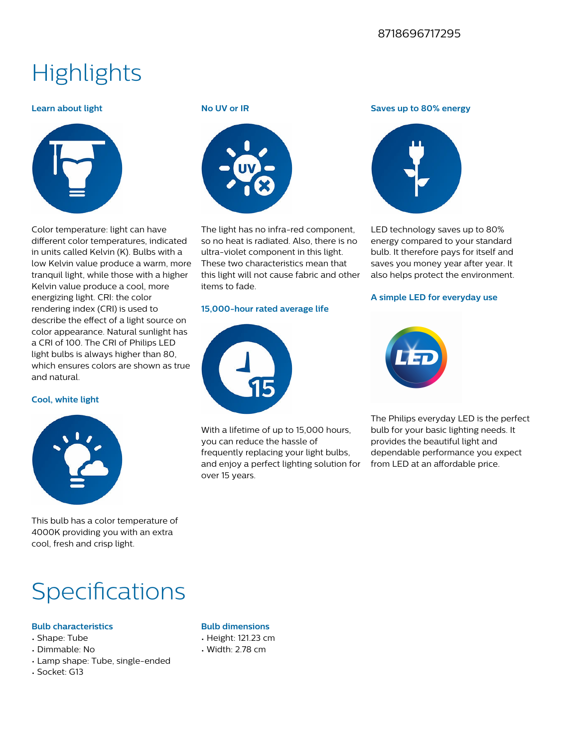8718696717295

# Highlights

### Learn about light

Color temperature: light can have different color temperatures, indicated in units called Kelvin (K). Bulbs with a low Kelvin value produce a warm, more tranquil light, while those with a higher Kelvin value produce a cool, more energizing light. CRI: the color rendering index (CRI) is used to describe the effect of a light source on color appearance. Natural sunlight has a CRI of 100. The CRI of Philips LED light bulbs is always higher than 80, which ensures colors are shown as true and natural.

### Cool, white light

This bulb has a color temperature of 4000K providing you with an extra cool, fresh and crisp light.

### No UV or IR

The light has no infra-red component, so no heat is radiated. Also, there is no ultra-violet component in this light. These two characteristics mean that this light will not cause fabric and other items to fade.

### 15,000-hour rated average life

With a lifetime of up to 15,000 hours, you can reduce the hassle of frequently replacing your light bulbs, and enjoy a perfect lighting solution for over 15 years.

### Saves up to 80% energy

LED technology saves up to 80% energy compared to your standard bulb. It therefore pays for itself and saves you money year after year. It also helps protect the environment.

### A simple LED for everyday use

The Philips everyday LED is the perfect bulb for your basic lighting needs. It provides the beautiful light and dependable performance you expect from LED at an affordable price.

# Specifications

### Bulb characteristics

- Shape: Tube
- Dimmable: No
- Lamp shape: Tube, single-ended
- Socket: G13

### Bulb dimensions

- Height: 121.23 cm
- Width: 2.78 cm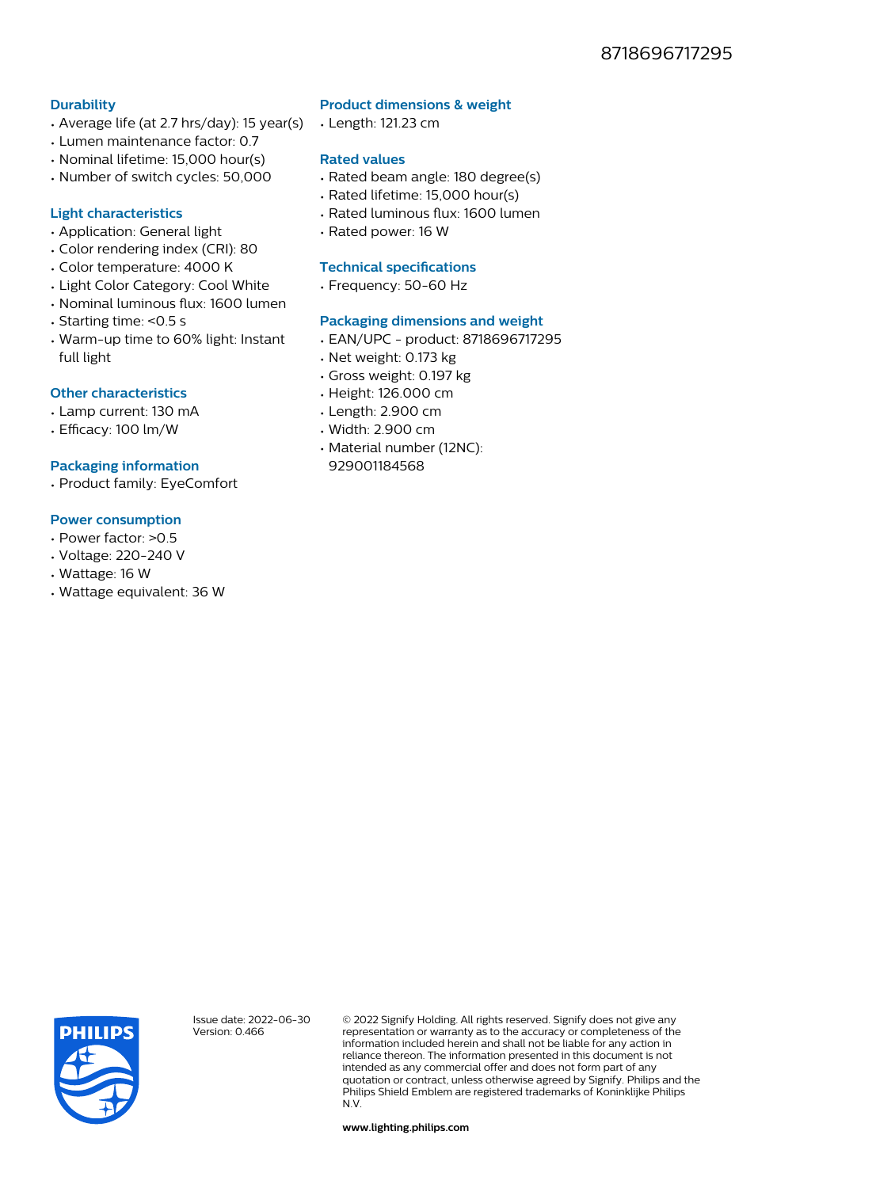8718696717295

### Durability

- Average life (at 2.7 hrs/day): 15 year(s)
- Lumen maintenance factor: 0.7
- Nominal lifetime: 15,000 hour(s)
- Number of switch cycles: 50,000

### Light characteristics

- Application: General light
- Color rendering index (CRI): 80
- Color temperature: 4000 K
- Light Color Category: Cool White
- Nominal luminous flux: 1600 lumen
- Starting time: <0.5 s
- Warm-up time to 60% light: Instant full light

### Other characteristics

- Lamp current: 130 mA
- Efficacy: 100 lm/W

### Packaging information

- Product family: EyeComfort

### Power consumption

- Power factor: >0.5
- Voltage: 220-240 V
- Wattage: 16 W
- Wattage equivalent: 36 W

### Product dimensions & weight

- Length: 121.23 cm

### Rated values

- Rated beam angle: 180 degree(s)
- Rated lifetime: 15,000 hour(s)
- Rated luminous flux: 1600 lumen
- Rated power: 16 W

### Technical specifications

- Frequency: 50-60 Hz

### Packaging dimensions and weight

- EAN/UPC - product: 8718696717295
- Net weight: 0.173 kg
- Gross weight: 0.197 kg
- Height: 126.000 cm
- Length: 2.900 cm
- Width: 2.900 cm
- Material number (12NC): 929001184568

Issue date: 2022-06-30
Version: 0.466

© 2022 Signify Holding. All rights reserved. Signify does not give any representation or warranty as to the accuracy or completeness of the information included herein and shall not be liable for any action in reliance thereon. The information presented in this document is not intended as any commercial offer and does not form part of any quotation or contract, unless otherwise agreed by Signify. Philips and the Philips Shield Emblem are registered trademarks of Koninklijke Philips N.V.

**www.lighting.philips.com**